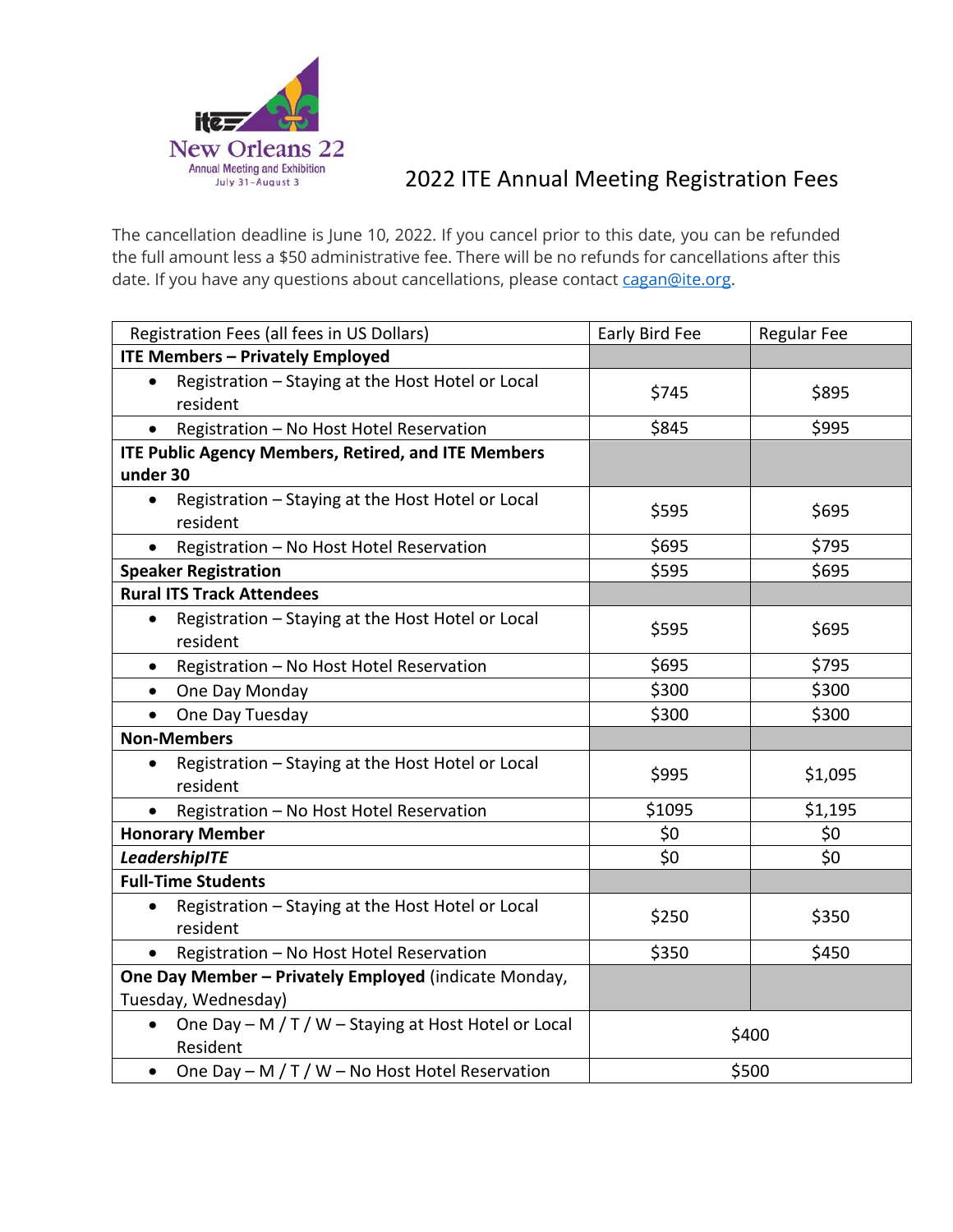ITE New Orleans 22
Annual Meeting and Exhibition
July 31–August 3

# 2022 ITE Annual Meeting Registration Fees

The cancellation deadline is June 10, 2022. If you cancel prior to this date, you can be refunded the full amount less a $50 administrative fee. There will be no refunds for cancellations after this date. If you have any questions about cancellations, please contact cagan@ite.org.

| Registration Fees (all fees in US Dollars) | Early Bird Fee | Regular Fee |
|---|---|---|
| **ITE Members – Privately Employed** | | |
| • Registration – Staying at the Host Hotel or Local resident | $745 | $895 |
| • Registration – No Host Hotel Reservation | $845 | $995 |
| **ITE Public Agency Members, Retired, and ITE Members under 30** | | |
| • Registration – Staying at the Host Hotel or Local resident | $595 | $695 |
| • Registration – No Host Hotel Reservation | $695 | $795 |
| **Speaker Registration** | $595 | $695 |
| **Rural ITS Track Attendees** | | |
| • Registration – Staying at the Host Hotel or Local resident | $595 | $695 |
| • Registration – No Host Hotel Reservation | $695 | $795 |
| • One Day Monday | $300 | $300 |
| • One Day Tuesday | $300 | $300 |
| **Non-Members** | | |
| • Registration – Staying at the Host Hotel or Local resident | $995 | $1,095 |
| • Registration – No Host Hotel Reservation | $1095 | $1,195 |
| **Honorary Member** | $0 | $0 |
| ***LeadershipITE*** | $0 | $0 |
| **Full-Time Students** | | |
| • Registration – Staying at the Host Hotel or Local resident | $250 | $350 |
| • Registration – No Host Hotel Reservation | $350 | $450 |
| **One Day Member – Privately Employed** (indicate Monday, Tuesday, Wednesday) | | |
| • One Day – M / T / W – Staying at Host Hotel or Local Resident | $400 | |
| • One Day – M / T / W – No Host Hotel Reservation | $500 | |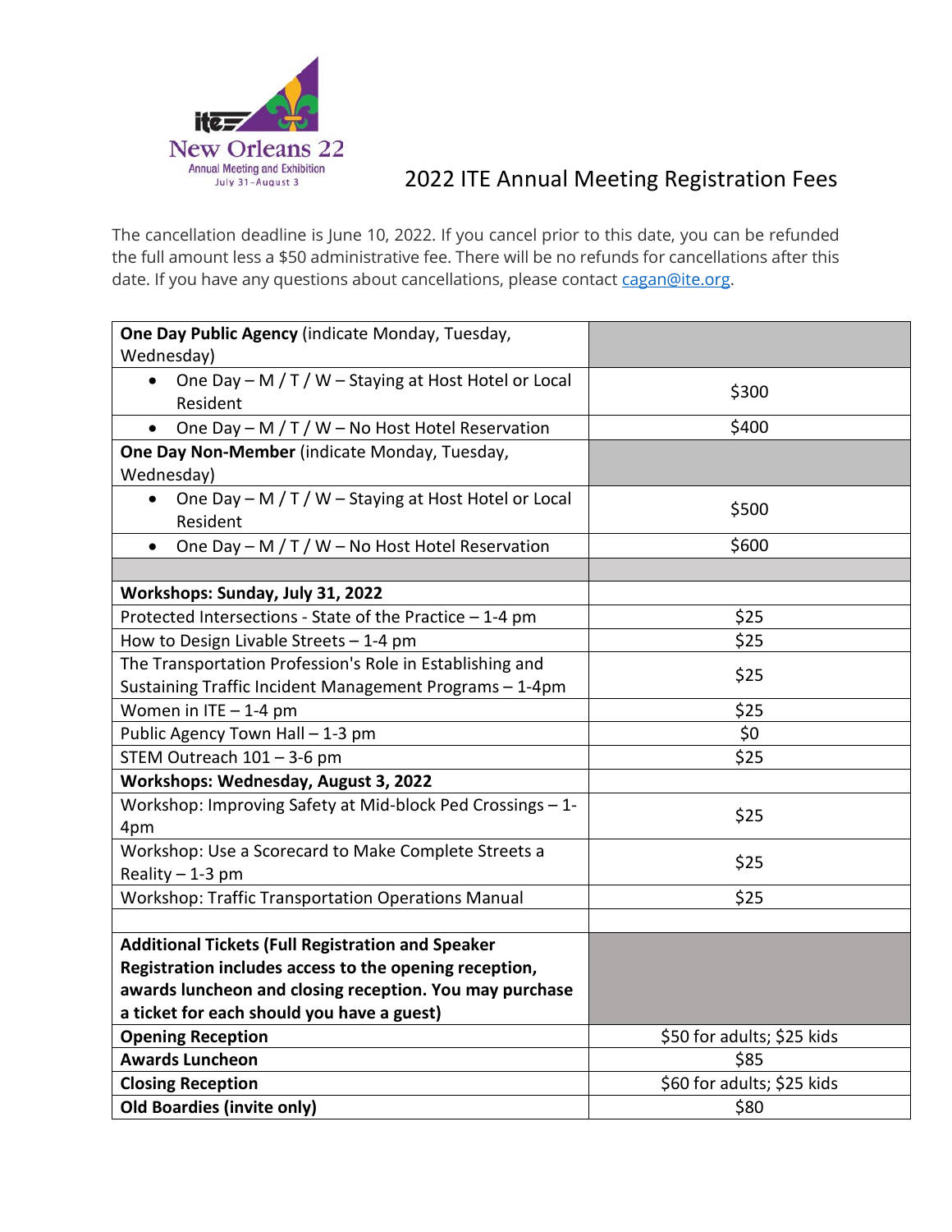New Orleans 22
Annual Meeting and Exhibition
July 31–August 3

# 2022 ITE Annual Meeting Registration Fees

The cancellation deadline is June 10, 2022. If you cancel prior to this date, you can be refunded the full amount less a $50 administrative fee. There will be no refunds for cancellations after this date. If you have any questions about cancellations, please contact cagan@ite.org.

| | |
|---|---|
| **One Day Public Agency** (indicate Monday, Tuesday, Wednesday) | |
| • One Day – M / T / W – Staying at Host Hotel or Local Resident | $300 |
| • One Day – M / T / W – No Host Hotel Reservation | $400 |
| **One Day Non-Member** (indicate Monday, Tuesday, Wednesday) | |
| • One Day – M / T / W – Staying at Host Hotel or Local Resident | $500 |
| • One Day – M / T / W – No Host Hotel Reservation | $600 |
| | |
| **Workshops: Sunday, July 31, 2022** | |
| Protected Intersections - State of the Practice – 1-4 pm | $25 |
| How to Design Livable Streets – 1-4 pm | $25 |
| The Transportation Profession's Role in Establishing and Sustaining Traffic Incident Management Programs – 1-4pm | $25 |
| Women in ITE – 1-4 pm | $25 |
| Public Agency Town Hall – 1-3 pm | $0 |
| STEM Outreach 101 – 3-6 pm | $25 |
| **Workshops: Wednesday, August 3, 2022** | |
| Workshop: Improving Safety at Mid-block Ped Crossings – 1-4pm | $25 |
| Workshop: Use a Scorecard to Make Complete Streets a Reality – 1-3 pm | $25 |
| Workshop: Traffic Transportation Operations Manual | $25 |
| | |
| **Additional Tickets (Full Registration and Speaker Registration includes access to the opening reception, awards luncheon and closing reception. You may purchase a ticket for each should you have a guest)** | |
| **Opening Reception** | $50 for adults; $25 kids |
| **Awards Luncheon** | $85 |
| **Closing Reception** | $60 for adults; $25 kids |
| **Old Boardies (invite only)** | $80 |